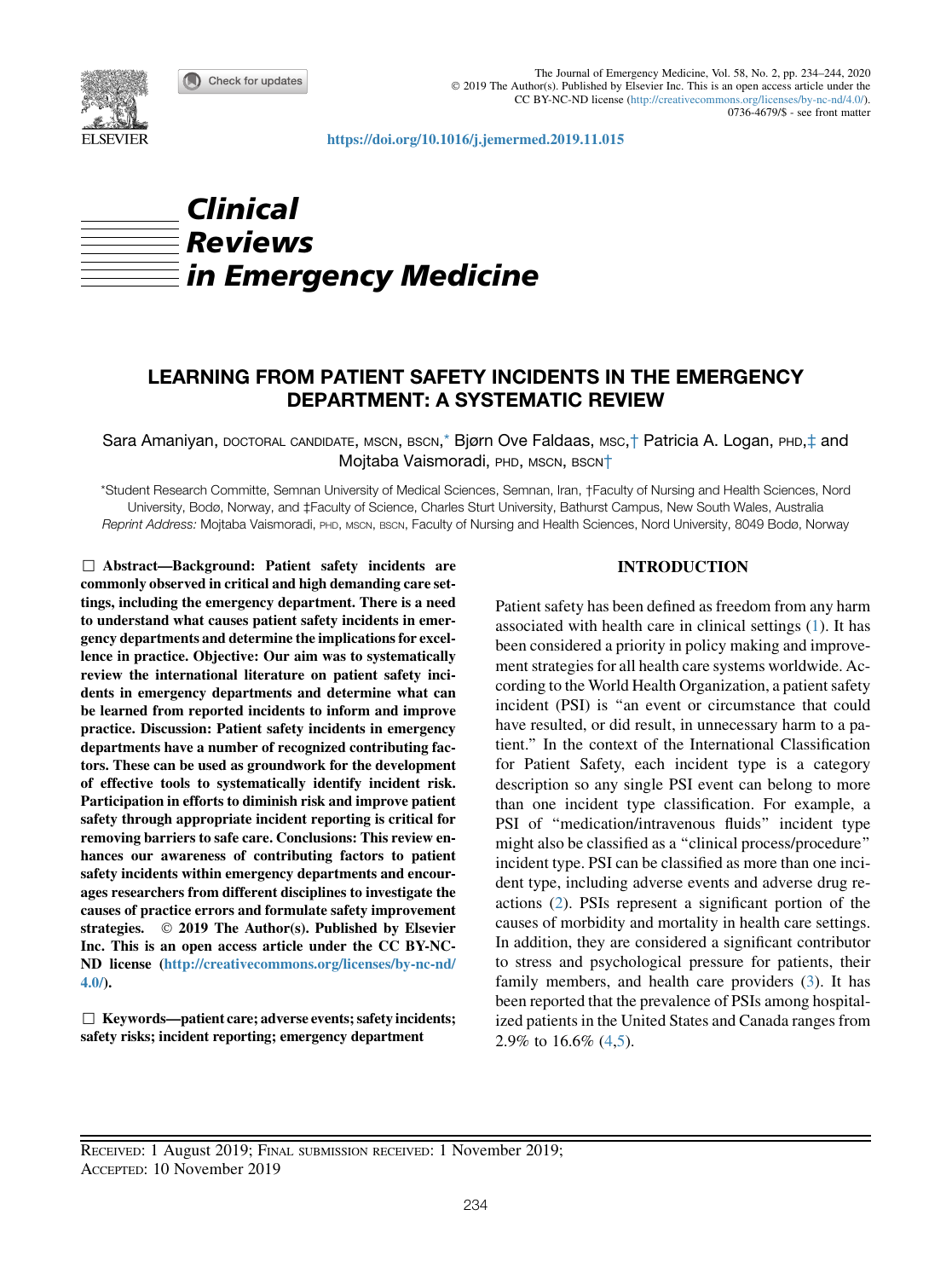Clinical Reviews in Emergency Medicine

# LEARNING FROM PATIENT SAFETY INCIDENTS IN THE EMERGENCY DEPARTMENT: A SYSTEMATIC REVIEW

Sara Amaniyan, DOCTORAL CANDIDATE, MSCN, BSCN,* Bjørn Ove Faldaas, MSC,† Patricia A. Logan, PHD,‡ and Mojtaba Vaismoradi, PHD, MSCN, BSCN†

*Student Research Committe, Semnan University of Medical Sciences, Semnan, Iran, †Faculty of Nursing and Health Sciences, Nord University, Bodø, Norway, and ‡Faculty of Science, Charles Sturt University, Bathurst Campus, New South Wales, Australia

*Reprint Address:* Mojtaba Vaismoradi, PHD, MSCN, BSCN, Faculty of Nursing and Health Sciences, Nord University, 8049 Bodø, Norway

**□ Abstract—Background: Patient safety incidents are commonly observed in critical and high demanding care settings, including the emergency department. There is a need to understand what causes patient safety incidents in emergency departments and determine the implications for excellence in practice. Objective: Our aim was to systematically review the international literature on patient safety incidents in emergency departments and determine what can be learned from reported incidents to inform and improve practice. Discussion: Patient safety incidents in emergency departments have a number of recognized contributing factors. These can be used as groundwork for the development of effective tools to systematically identify incident risk. Participation in efforts to diminish risk and improve patient safety through appropriate incident reporting is critical for removing barriers to safe care. Conclusions: This review enhances our awareness of contributing factors to patient safety incidents within emergency departments and encourages researchers from different disciplines to investigate the causes of practice errors and formulate safety improvement strategies. © 2019 The Author(s). Published by Elsevier Inc. This is an open access article under the CC BY-NC-ND license (http://creativecommons.org/licenses/by-nc-nd/4.0/).**

**□ Keywords—patient care; adverse events; safety incidents; safety risks; incident reporting; emergency department**

## INTRODUCTION

Patient safety has been defined as freedom from any harm associated with health care in clinical settings (1). It has been considered a priority in policy making and improvement strategies for all health care systems worldwide. According to the World Health Organization, a patient safety incident (PSI) is “an event or circumstance that could have resulted, or did result, in unnecessary harm to a patient.” In the context of the International Classification for Patient Safety, each incident type is a category description so any single PSI event can belong to more than one incident type classification. For example, a PSI of “medication/intravenous fluids” incident type might also be classified as a “clinical process/procedure” incident type. PSI can be classified as more than one incident type, including adverse events and adverse drug reactions (2). PSIs represent a significant portion of the causes of morbidity and mortality in health care settings. In addition, they are considered a significant contributor to stress and psychological pressure for patients, their family members, and health care providers (3). It has been reported that the prevalence of PSIs among hospitalized patients in the United States and Canada ranges from 2.9% to 16.6% (4,5).

RECEIVED: 1 August 2019; FINAL SUBMISSION RECEIVED: 1 November 2019;
ACCEPTED: 10 November 2019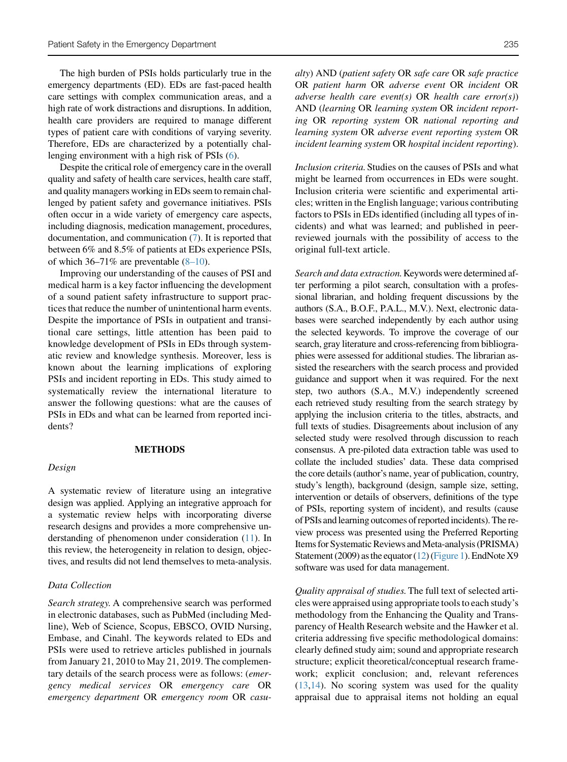The high burden of PSIs holds particularly true in the emergency departments (ED). EDs are fast-paced health care settings with complex communication areas, and a high rate of work distractions and disruptions. In addition, health care providers are required to manage different types of patient care with conditions of varying severity. Therefore, EDs are characterized by a potentially challenging environment with a high risk of PSIs (6).

Despite the critical role of emergency care in the overall quality and safety of health care services, health care staff, and quality managers working in EDs seem to remain challenged by patient safety and governance initiatives. PSIs often occur in a wide variety of emergency care aspects, including diagnosis, medication management, procedures, documentation, and communication (7). It is reported that between 6% and 8.5% of patients at EDs experience PSIs, of which 36–71% are preventable (8–10).

Improving our understanding of the causes of PSI and medical harm is a key factor influencing the development of a sound patient safety infrastructure to support practices that reduce the number of unintentional harm events. Despite the importance of PSIs in outpatient and transitional care settings, little attention has been paid to knowledge development of PSIs in EDs through systematic review and knowledge synthesis. Moreover, less is known about the learning implications of exploring PSIs and incident reporting in EDs. This study aimed to systematically review the international literature to answer the following questions: what are the causes of PSIs in EDs and what can be learned from reported incidents?

## METHODS

### Design

A systematic review of literature using an integrative design was applied. Applying an integrative approach for a systematic review helps with incorporating diverse research designs and provides a more comprehensive understanding of phenomenon under consideration (11). In this review, the heterogeneity in relation to design, objectives, and results did not lend themselves to meta-analysis.

### Data Collection

*Search strategy.* A comprehensive search was performed in electronic databases, such as PubMed (including Medline), Web of Science, Scopus, EBSCO, OVID Nursing, Embase, and Cinahl. The keywords related to EDs and PSIs were used to retrieve articles published in journals from January 21, 2010 to May 21, 2019. The complementary details of the search process were as follows: (*emergency medical services* OR *emergency care* OR *emergency department* OR *emergency room* OR *casualty*) AND (*patient safety* OR *safe care* OR *safe practice* OR *patient harm* OR *adverse event* OR *incident* OR *adverse health care event(s)* OR *health care error(s)*) AND (*learning* OR *learning system* OR *incident reporting* OR *reporting system* OR *national reporting and learning system* OR *adverse event reporting system* OR *incident learning system* OR *hospital incident reporting*).

*Inclusion criteria.* Studies on the causes of PSIs and what might be learned from occurrences in EDs were sought. Inclusion criteria were scientific and experimental articles; written in the English language; various contributing factors to PSIs in EDs identified (including all types of incidents) and what was learned; and published in peer-reviewed journals with the possibility of access to the original full-text article.

*Search and data extraction.* Keywords were determined after performing a pilot search, consultation with a professional librarian, and holding frequent discussions by the authors (S.A., B.O.F., P.A.L., M.V.). Next, electronic databases were searched independently by each author using the selected keywords. To improve the coverage of our search, gray literature and cross-referencing from bibliographies were assessed for additional studies. The librarian assisted the researchers with the search process and provided guidance and support when it was required. For the next step, two authors (S.A., M.V.) independently screened each retrieved study resulting from the search strategy by applying the inclusion criteria to the titles, abstracts, and full texts of studies. Disagreements about inclusion of any selected study were resolved through discussion to reach consensus. A pre-piloted data extraction table was used to collate the included studies' data. These data comprised the core details (author's name, year of publication, country, study's length), background (design, sample size, setting, intervention or details of observers, definitions of the type of PSIs, reporting system of incident), and results (cause of PSIs and learning outcomes of reported incidents). The review process was presented using the Preferred Reporting Items for Systematic Reviews and Meta-analysis (PRISMA) Statement (2009) as the equator (12) (Figure 1). EndNote X9 software was used for data management.

*Quality appraisal of studies.* The full text of selected articles were appraised using appropriate tools to each study's methodology from the Enhancing the Quality and Transparency of Health Research website and the Hawker et al. criteria addressing five specific methodological domains: clearly defined study aim; sound and appropriate research structure; explicit theoretical/conceptual research framework; explicit conclusion; and, relevant references (13,14). No scoring system was used for the quality appraisal due to appraisal items not holding an equal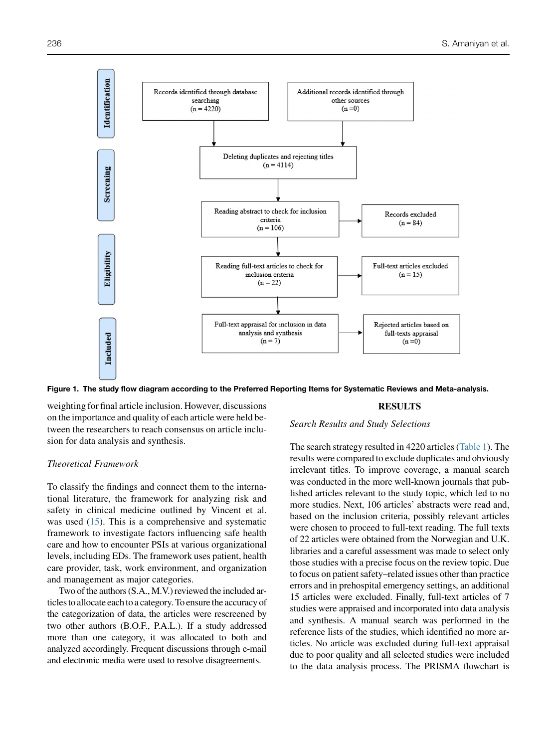Identification

Records identified through database searching (n = 4220)

Additional records identified through other sources (n =0)

Screening

Deleting duplicates and rejecting titles (n = 4114)

Reading abstract to check for inclusion criteria (n = 106)

Records excluded (n = 84)

Eligibility

Reading full-text articles to check for inclusion criteria (n = 22)

Full-text articles excluded (n = 15)

Included

Full-text appraisal for inclusion in data analysis and synthesis (n = 7)

Rejected articles based on full-texts appraisal (n =0)

**Figure 1. The study flow diagram according to the Preferred Reporting Items for Systematic Reviews and Meta-analysis.**

weighting for final article inclusion. However, discussions on the importance and quality of each article were held between the researchers to reach consensus on article inclusion for data analysis and synthesis.

### *Theoretical Framework*

To classify the findings and connect them to the international literature, the framework for analyzing risk and safety in clinical medicine outlined by Vincent et al. was used (15). This is a comprehensive and systematic framework to investigate factors influencing safe health care and how to encounter PSIs at various organizational levels, including EDs. The framework uses patient, health care provider, task, work environment, and organization and management as major categories.

Two of the authors (S.A., M.V.) reviewed the included articles to allocate each to a category. To ensure the accuracy of the categorization of data, the articles were rescreened by two other authors (B.O.F., P.A.L.). If a study addressed more than one category, it was allocated to both and analyzed accordingly. Frequent discussions through e-mail and electronic media were used to resolve disagreements.

## RESULTS

### *Search Results and Study Selections*

The search strategy resulted in 4220 articles (Table 1). The results were compared to exclude duplicates and obviously irrelevant titles. To improve coverage, a manual search was conducted in the more well-known journals that published articles relevant to the study topic, which led to no more studies. Next, 106 articles' abstracts were read and, based on the inclusion criteria, possibly relevant articles were chosen to proceed to full-text reading. The full texts of 22 articles were obtained from the Norwegian and U.K. libraries and a careful assessment was made to select only those studies with a precise focus on the review topic. Due to focus on patient safety–related issues other than practice errors and in prehospital emergency settings, an additional 15 articles were excluded. Finally, full-text articles of 7 studies were appraised and incorporated into data analysis and synthesis. A manual search was performed in the reference lists of the studies, which identified no more articles. No article was excluded during full-text appraisal due to poor quality and all selected studies were included to the data analysis process. The PRISMA flowchart is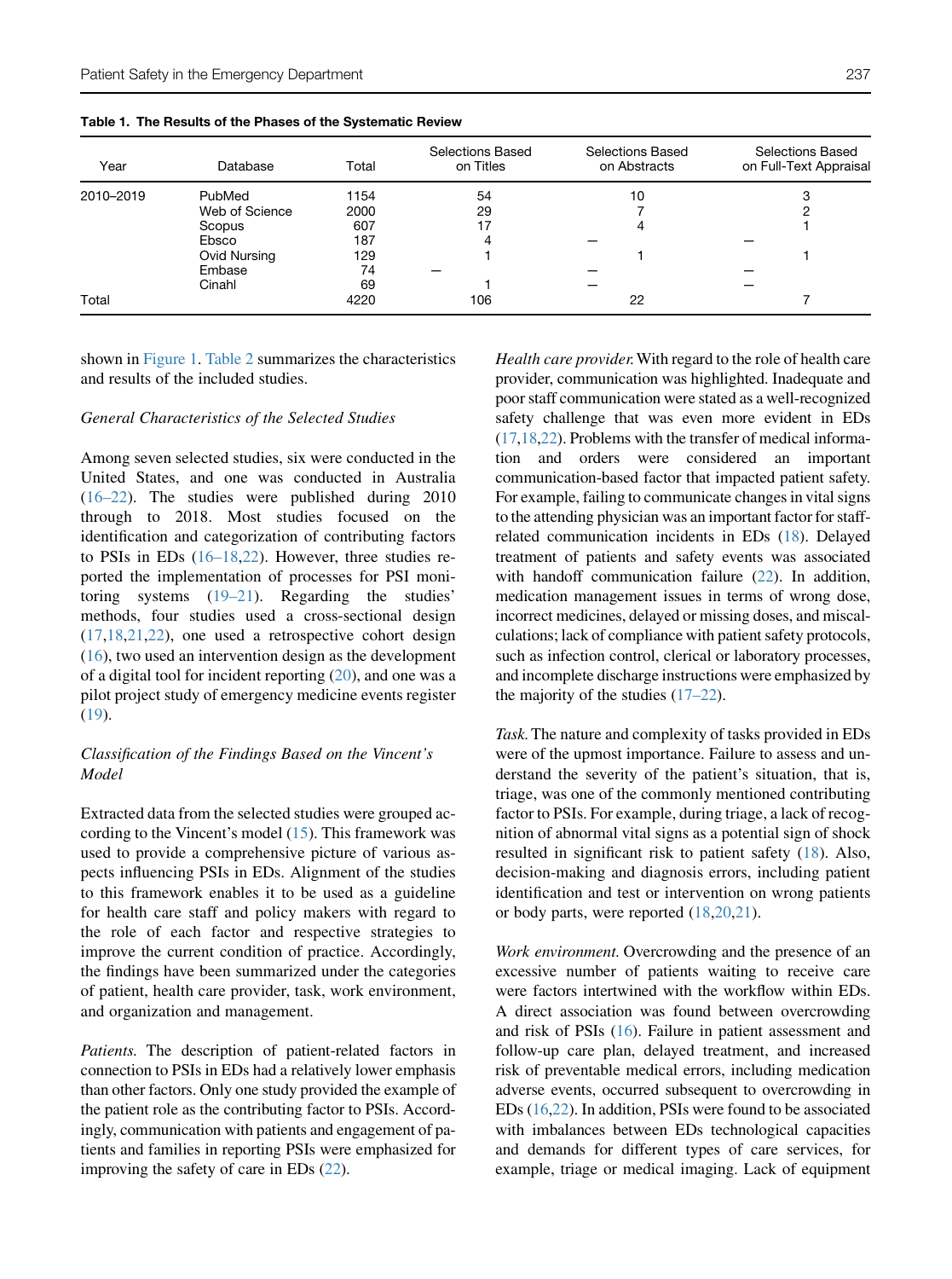**Table 1. The Results of the Phases of the Systematic Review**

| Year | Database | Total | Selections Based on Titles | Selections Based on Abstracts | Selections Based on Full-Text Appraisal |
|---|---|---|---|---|---|
| 2010–2019 | PubMed | 1154 | 54 | 10 | 3 |
| | Web of Science | 2000 | 29 | 7 | 2 |
| | Scopus | 607 | 17 | 4 | 1 |
| | Ebsco | 187 | 4 | — | — |
| | Ovid Nursing | 129 | 1 | 1 | 1 |
| | Embase | 74 | — | — | — |
| | Cinahl | 69 | 1 | — | — |
| Total | | 4220 | 106 | 22 | 7 |

shown in Figure 1. Table 2 summarizes the characteristics and results of the included studies.

*General Characteristics of the Selected Studies*

Among seven selected studies, six were conducted in the United States, and one was conducted in Australia (16–22). The studies were published during 2010 through to 2018. Most studies focused on the identification and categorization of contributing factors to PSIs in EDs (16–18,22). However, three studies reported the implementation of processes for PSI monitoring systems (19–21). Regarding the studies' methods, four studies used a cross-sectional design (17,18,21,22), one used a retrospective cohort design (16), two used an intervention design as the development of a digital tool for incident reporting (20), and one was a pilot project study of emergency medicine events register (19).

*Classification of the Findings Based on the Vincent's Model*

Extracted data from the selected studies were grouped according to the Vincent's model (15). This framework was used to provide a comprehensive picture of various aspects influencing PSIs in EDs. Alignment of the studies to this framework enables it to be used as a guideline for health care staff and policy makers with regard to the role of each factor and respective strategies to improve the current condition of practice. Accordingly, the findings have been summarized under the categories of patient, health care provider, task, work environment, and organization and management.

*Patients.* The description of patient-related factors in connection to PSIs in EDs had a relatively lower emphasis than other factors. Only one study provided the example of the patient role as the contributing factor to PSIs. Accordingly, communication with patients and engagement of patients and families in reporting PSIs were emphasized for improving the safety of care in EDs (22).

*Health care provider.* With regard to the role of health care provider, communication was highlighted. Inadequate and poor staff communication were stated as a well-recognized safety challenge that was even more evident in EDs (17,18,22). Problems with the transfer of medical information and orders were considered an important communication-based factor that impacted patient safety. For example, failing to communicate changes in vital signs to the attending physician was an important factor for staff-related communication incidents in EDs (18). Delayed treatment of patients and safety events was associated with handoff communication failure (22). In addition, medication management issues in terms of wrong dose, incorrect medicines, delayed or missing doses, and miscalculations; lack of compliance with patient safety protocols, such as infection control, clerical or laboratory processes, and incomplete discharge instructions were emphasized by the majority of the studies (17–22).

*Task.* The nature and complexity of tasks provided in EDs were of the upmost importance. Failure to assess and understand the severity of the patient's situation, that is, triage, was one of the commonly mentioned contributing factor to PSIs. For example, during triage, a lack of recognition of abnormal vital signs as a potential sign of shock resulted in significant risk to patient safety (18). Also, decision-making and diagnosis errors, including patient identification and test or intervention on wrong patients or body parts, were reported (18,20,21).

*Work environment.* Overcrowding and the presence of an excessive number of patients waiting to receive care were factors intertwined with the workflow within EDs. A direct association was found between overcrowding and risk of PSIs (16). Failure in patient assessment and follow-up care plan, delayed treatment, and increased risk of preventable medical errors, including medication adverse events, occurred subsequent to overcrowding in EDs (16,22). In addition, PSIs were found to be associated with imbalances between EDs technological capacities and demands for different types of care services, for example, triage or medical imaging. Lack of equipment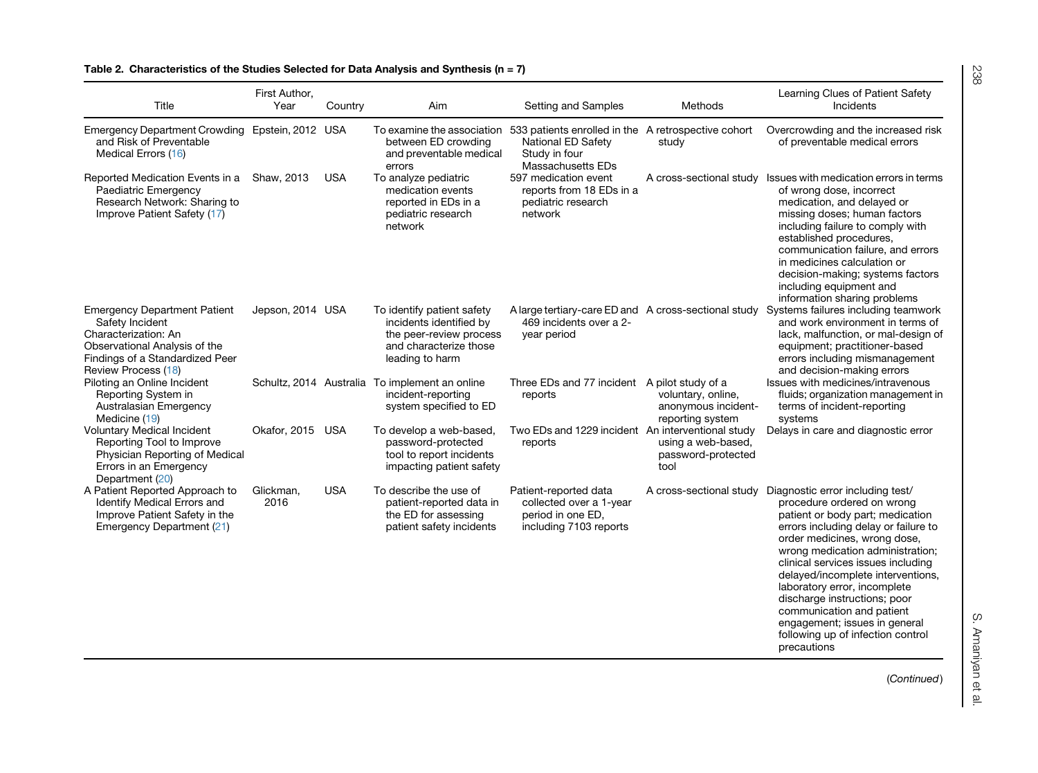**Table 2. Characteristics of the Studies Selected for Data Analysis and Synthesis (n = 7)**

| Title | First Author, Year | Country | Aim | Setting and Samples | Methods | Learning Clues of Patient Safety Incidents |
|---|---|---|---|---|---|---|
| Emergency Department Crowding and Risk of Preventable Medical Errors (16) | Epstein, 2012 | USA | To examine the association between ED crowding and preventable medical errors | 533 patients enrolled in the National ED Safety Study in four Massachusetts EDs | A retrospective cohort study | Overcrowding and the increased risk of preventable medical errors |
| Reported Medication Events in a Paediatric Emergency Research Network: Sharing to Improve Patient Safety (17) | Shaw, 2013 | USA | To analyze pediatric medication events reported in EDs in a pediatric research network | 597 medication event reports from 18 EDs in a pediatric research network | A cross-sectional study | Issues with medication errors in terms of wrong dose, incorrect medication, and delayed or missing doses; human factors including failure to comply with established procedures, communication failure, and errors in medicines calculation or decision-making; systems factors including equipment and information sharing problems |
| Emergency Department Patient Safety Incident Characterization: An Observational Analysis of the Findings of a Standardized Peer Review Process (18) | Jepson, 2014 | USA | To identify patient safety incidents identified by the peer-review process and characterize those leading to harm | A large tertiary-care ED and 469 incidents over a 2-year period | A cross-sectional study | Systems failures including teamwork and work environment in terms of lack, malfunction, or mal-design of equipment; practitioner-based errors including mismanagement and decision-making errors |
| Piloting an Online Incident Reporting System in Australasian Emergency Medicine (19) | Schultz, 2014 | Australia | To implement an online incident-reporting system specified to ED | Three EDs and 77 incident reports | A pilot study of a voluntary, online, anonymous incident-reporting system | Issues with medicines/intravenous fluids; organization management in terms of incident-reporting systems |
| Voluntary Medical Incident Reporting Tool to Improve Physician Reporting of Medical Errors in an Emergency Department (20) | Okafor, 2015 | USA | To develop a web-based, password-protected tool to report incidents impacting patient safety | Two EDs and 1229 incident reports | An interventional study using a web-based, password-protected tool | Delays in care and diagnostic error |
| A Patient Reported Approach to Identify Medical Errors and Improve Patient Safety in the Emergency Department (21) | Glickman, 2016 | USA | To describe the use of patient-reported data in the ED for assessing patient safety incidents | Patient-reported data collected over a 1-year period in one ED, including 7103 reports | A cross-sectional study | Diagnostic error including test/procedure ordered on wrong patient or body part; medication errors including delay or failure to order medicines, wrong dose, wrong medication administration; clinical services issues including delayed/incomplete interventions, laboratory error, incomplete discharge instructions; poor communication and patient engagement; issues in general following up of infection control precautions |

(*Continued*)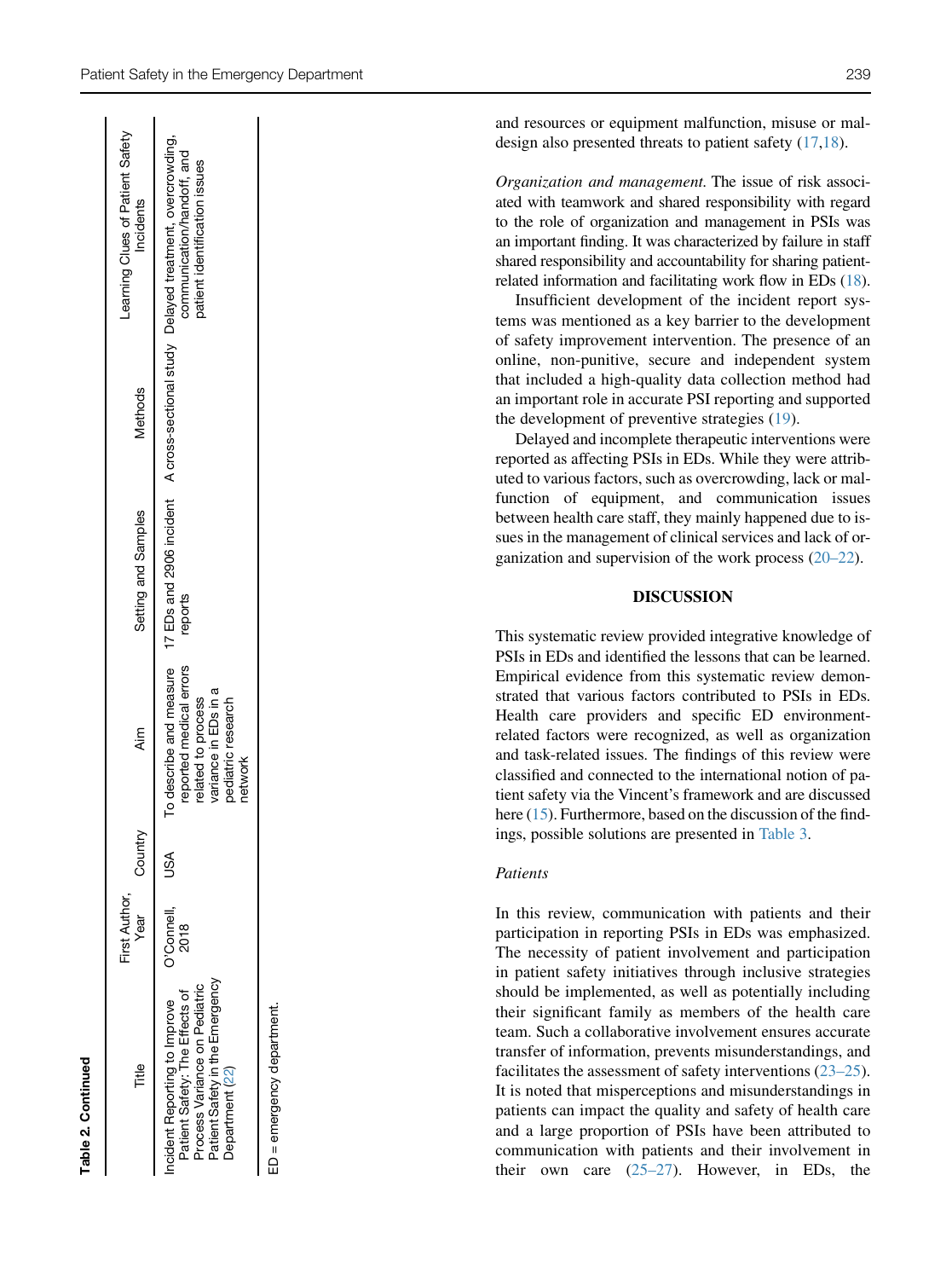**Table 2. Continued**

| Title | First Author, Year | Country | Aim | Setting and Samples | Methods | Learning Clues of Patient Safety Incidents |
|---|---|---|---|---|---|---|
| Incident Reporting to Improve Patient Safety: The Effects of Process Variance on Pediatric Patient Safety in the Emergency Department (22) | O'Connell, 2018 | USA | To describe and measure reported medical errors related to process variance in EDs in a pediatric research network | 17 EDs and 2906 incident reports | A cross-sectional study | Delayed treatment, overcrowding, communication/handoff, and patient identification issues |

ED = emergency department.

and resources or equipment malfunction, misuse or maldesign also presented threats to patient safety (17,18).

*Organization and management.* The issue of risk associated with teamwork and shared responsibility with regard to the role of organization and management in PSIs was an important finding. It was characterized by failure in staff shared responsibility and accountability for sharing patient-related information and facilitating work flow in EDs (18).

Insufficient development of the incident report systems was mentioned as a key barrier to the development of safety improvement intervention. The presence of an online, non-punitive, secure and independent system that included a high-quality data collection method had an important role in accurate PSI reporting and supported the development of preventive strategies (19).

Delayed and incomplete therapeutic interventions were reported as affecting PSIs in EDs. While they were attributed to various factors, such as overcrowding, lack or malfunction of equipment, and communication issues between health care staff, they mainly happened due to issues in the management of clinical services and lack of organization and supervision of the work process (20–22).

## DISCUSSION

This systematic review provided integrative knowledge of PSIs in EDs and identified the lessons that can be learned. Empirical evidence from this systematic review demonstrated that various factors contributed to PSIs in EDs. Health care providers and specific ED environment-related factors were recognized, as well as organization and task-related issues. The findings of this review were classified and connected to the international notion of patient safety via the Vincent's framework and are discussed here (15). Furthermore, based on the discussion of the findings, possible solutions are presented in Table 3.

### *Patients*

In this review, communication with patients and their participation in reporting PSIs in EDs was emphasized. The necessity of patient involvement and participation in patient safety initiatives through inclusive strategies should be implemented, as well as potentially including their significant family as members of the health care team. Such a collaborative involvement ensures accurate transfer of information, prevents misunderstandings, and facilitates the assessment of safety interventions (23–25). It is noted that misperceptions and misunderstandings in patients can impact the quality and safety of health care and a large proportion of PSIs have been attributed to communication with patients and their involvement in their own care (25–27). However, in EDs, the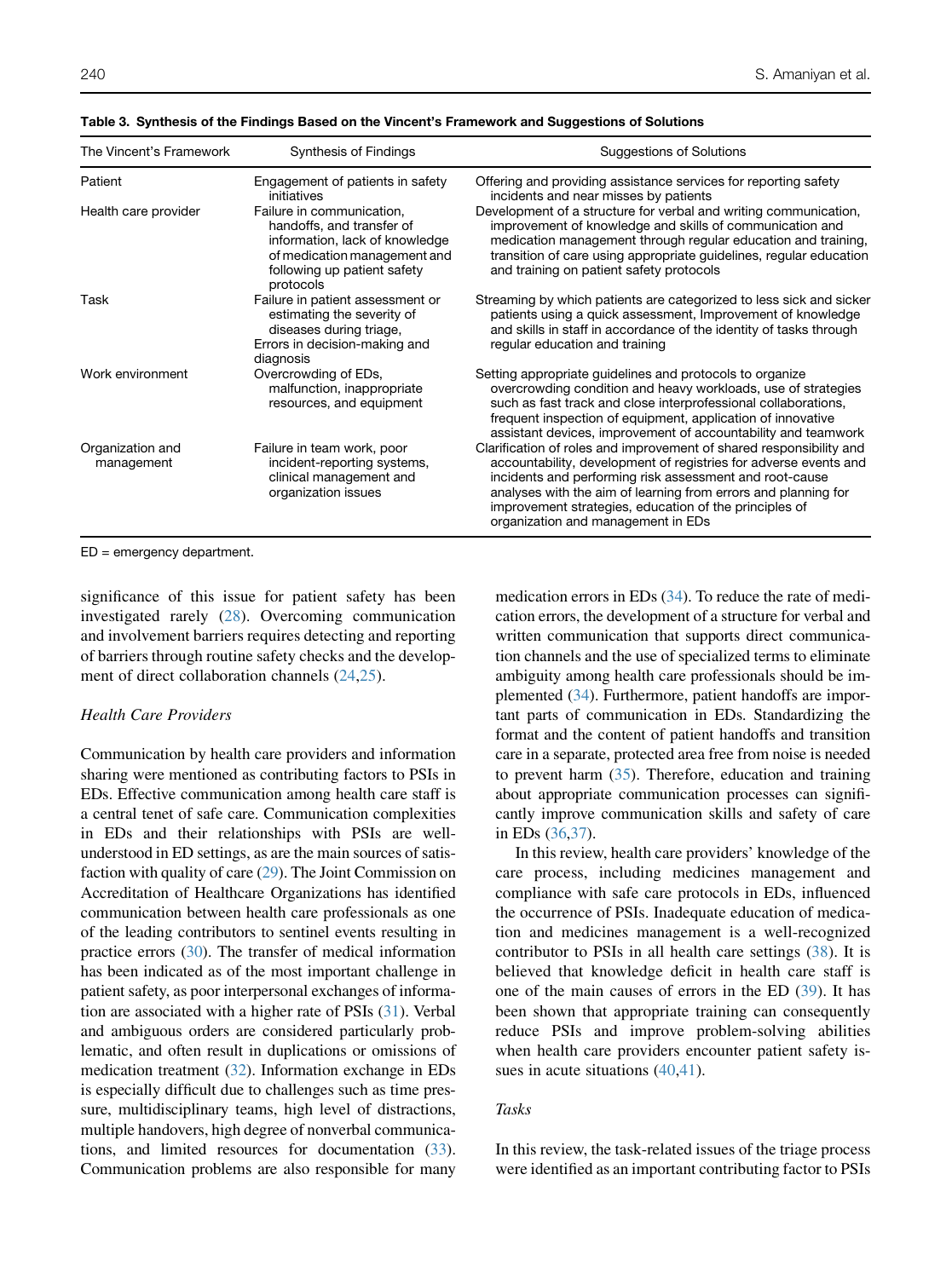**Table 3. Synthesis of the Findings Based on the Vincent's Framework and Suggestions of Solutions**

| The Vincent's Framework | Synthesis of Findings | Suggestions of Solutions |
|---|---|---|
| Patient | Engagement of patients in safety initiatives | Offering and providing assistance services for reporting safety incidents and near misses by patients |
| Health care provider | Failure in communication, handoffs, and transfer of information, lack of knowledge of medication management and following up patient safety protocols | Development of a structure for verbal and writing communication, improvement of knowledge and skills of communication and medication management through regular education and training, transition of care using appropriate guidelines, regular education and training on patient safety protocols |
| Task | Failure in patient assessment or estimating the severity of diseases during triage, Errors in decision-making and diagnosis | Streaming by which patients are categorized to less sick and sicker patients using a quick assessment, Improvement of knowledge and skills in staff in accordance of the identity of tasks through regular education and training |
| Work environment | Overcrowding of EDs, malfunction, inappropriate resources, and equipment | Setting appropriate guidelines and protocols to organize overcrowding condition and heavy workloads, use of strategies such as fast track and close interprofessional collaborations, frequent inspection of equipment, application of innovative assistant devices, improvement of accountability and teamwork |
| Organization and management | Failure in team work, poor incident-reporting systems, clinical management and organization issues | Clarification of roles and improvement of shared responsibility and accountability, development of registries for adverse events and incidents and performing risk assessment and root-cause analyses with the aim of learning from errors and planning for improvement strategies, education of the principles of organization and management in EDs |

ED = emergency department.

significance of this issue for patient safety has been investigated rarely (28). Overcoming communication and involvement barriers requires detecting and reporting of barriers through routine safety checks and the development of direct collaboration channels (24,25).

### *Health Care Providers*

Communication by health care providers and information sharing were mentioned as contributing factors to PSIs in EDs. Effective communication among health care staff is a central tenet of safe care. Communication complexities in EDs and their relationships with PSIs are well-understood in ED settings, as are the main sources of satisfaction with quality of care (29). The Joint Commission on Accreditation of Healthcare Organizations has identified communication between health care professionals as one of the leading contributors to sentinel events resulting in practice errors (30). The transfer of medical information has been indicated as of the most important challenge in patient safety, as poor interpersonal exchanges of information are associated with a higher rate of PSIs (31). Verbal and ambiguous orders are considered particularly problematic, and often result in duplications or omissions of medication treatment (32). Information exchange in EDs is especially difficult due to challenges such as time pressure, multidisciplinary teams, high level of distractions, multiple handovers, high degree of nonverbal communications, and limited resources for documentation (33). Communication problems are also responsible for many medication errors in EDs (34). To reduce the rate of medication errors, the development of a structure for verbal and written communication that supports direct communication channels and the use of specialized terms to eliminate ambiguity among health care professionals should be implemented (34). Furthermore, patient handoffs are important parts of communication in EDs. Standardizing the format and the content of patient handoffs and transition care in a separate, protected area free from noise is needed to prevent harm (35). Therefore, education and training about appropriate communication processes can significantly improve communication skills and safety of care in EDs (36,37).

In this review, health care providers' knowledge of the care process, including medicines management and compliance with safe care protocols in EDs, influenced the occurrence of PSIs. Inadequate education of medication and medicines management is a well-recognized contributor to PSIs in all health care settings (38). It is believed that knowledge deficit in health care staff is one of the main causes of errors in the ED (39). It has been shown that appropriate training can consequently reduce PSIs and improve problem-solving abilities when health care providers encounter patient safety issues in acute situations (40,41).

### *Tasks*

In this review, the task-related issues of the triage process were identified as an important contributing factor to PSIs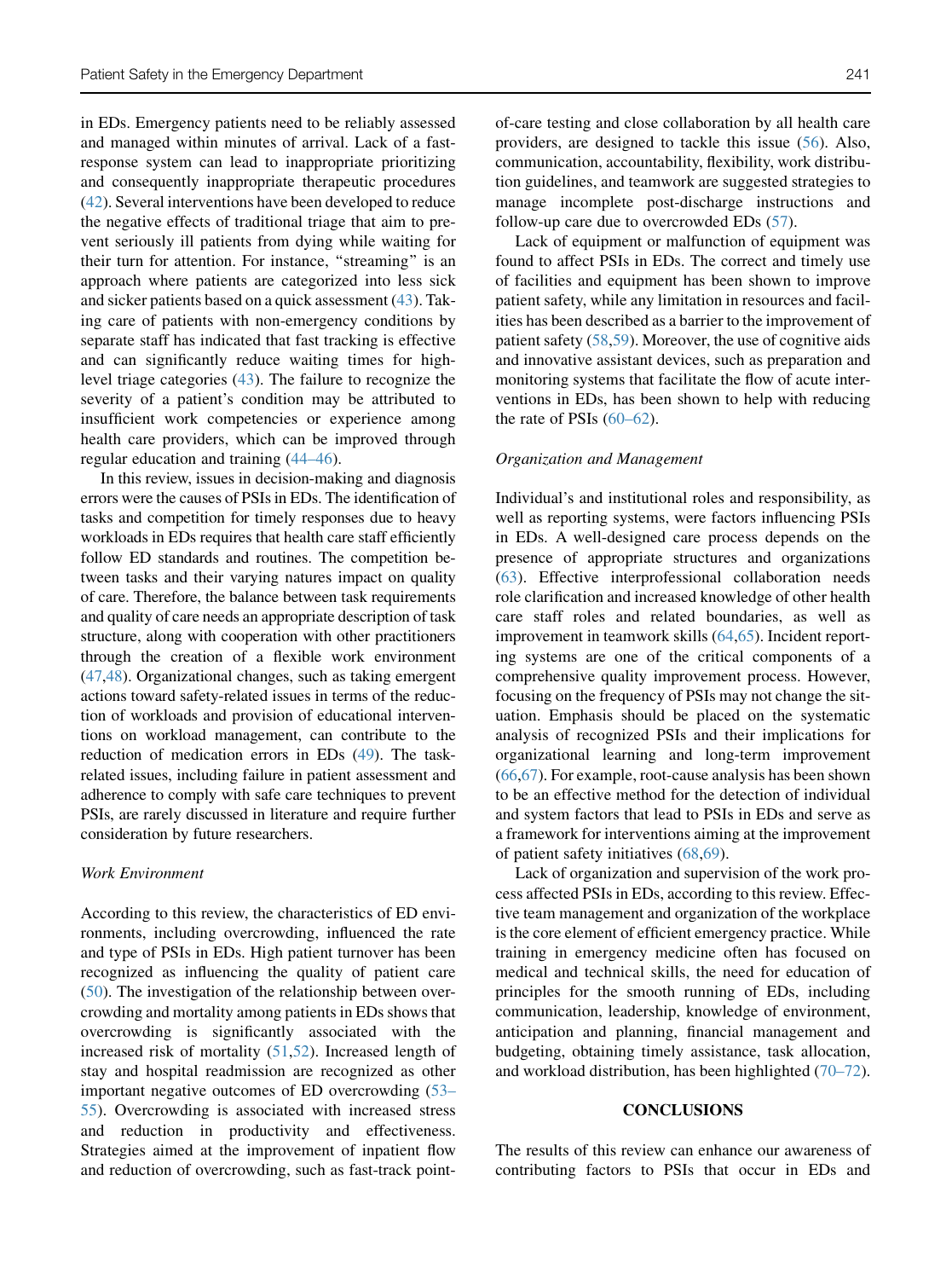in EDs. Emergency patients need to be reliably assessed and managed within minutes of arrival. Lack of a fast-response system can lead to inappropriate prioritizing and consequently inappropriate therapeutic procedures (42). Several interventions have been developed to reduce the negative effects of traditional triage that aim to prevent seriously ill patients from dying while waiting for their turn for attention. For instance, "streaming" is an approach where patients are categorized into less sick and sicker patients based on a quick assessment (43). Taking care of patients with non-emergency conditions by separate staff has indicated that fast tracking is effective and can significantly reduce waiting times for high-level triage categories (43). The failure to recognize the severity of a patient's condition may be attributed to insufficient work competencies or experience among health care providers, which can be improved through regular education and training (44–46).

In this review, issues in decision-making and diagnosis errors were the causes of PSIs in EDs. The identification of tasks and competition for timely responses due to heavy workloads in EDs requires that health care staff efficiently follow ED standards and routines. The competition between tasks and their varying natures impact on quality of care. Therefore, the balance between task requirements and quality of care needs an appropriate description of task structure, along with cooperation with other practitioners through the creation of a flexible work environment (47,48). Organizational changes, such as taking emergent actions toward safety-related issues in terms of the reduction of workloads and provision of educational interventions on workload management, can contribute to the reduction of medication errors in EDs (49). The task-related issues, including failure in patient assessment and adherence to comply with safe care techniques to prevent PSIs, are rarely discussed in literature and require further consideration by future researchers.

### *Work Environment*

According to this review, the characteristics of ED environments, including overcrowding, influenced the rate and type of PSIs in EDs. High patient turnover has been recognized as influencing the quality of patient care (50). The investigation of the relationship between overcrowding and mortality among patients in EDs shows that overcrowding is significantly associated with the increased risk of mortality (51,52). Increased length of stay and hospital readmission are recognized as other important negative outcomes of ED overcrowding (53–55). Overcrowding is associated with increased stress and reduction in productivity and effectiveness. Strategies aimed at the improvement of inpatient flow and reduction of overcrowding, such as fast-track point-of-care testing and close collaboration by all health care providers, are designed to tackle this issue (56). Also, communication, accountability, flexibility, work distribution guidelines, and teamwork are suggested strategies to manage incomplete post-discharge instructions and follow-up care due to overcrowded EDs (57).

Lack of equipment or malfunction of equipment was found to affect PSIs in EDs. The correct and timely use of facilities and equipment has been shown to improve patient safety, while any limitation in resources and facilities has been described as a barrier to the improvement of patient safety (58,59). Moreover, the use of cognitive aids and innovative assistant devices, such as preparation and monitoring systems that facilitate the flow of acute interventions in EDs, has been shown to help with reducing the rate of PSIs (60–62).

### *Organization and Management*

Individual's and institutional roles and responsibility, as well as reporting systems, were factors influencing PSIs in EDs. A well-designed care process depends on the presence of appropriate structures and organizations (63). Effective interprofessional collaboration needs role clarification and increased knowledge of other health care staff roles and related boundaries, as well as improvement in teamwork skills (64,65). Incident reporting systems are one of the critical components of a comprehensive quality improvement process. However, focusing on the frequency of PSIs may not change the situation. Emphasis should be placed on the systematic analysis of recognized PSIs and their implications for organizational learning and long-term improvement (66,67). For example, root-cause analysis has been shown to be an effective method for the detection of individual and system factors that lead to PSIs in EDs and serve as a framework for interventions aiming at the improvement of patient safety initiatives (68,69).

Lack of organization and supervision of the work process affected PSIs in EDs, according to this review. Effective team management and organization of the workplace is the core element of efficient emergency practice. While training in emergency medicine often has focused on medical and technical skills, the need for education of principles for the smooth running of EDs, including communication, leadership, knowledge of environment, anticipation and planning, financial management and budgeting, obtaining timely assistance, task allocation, and workload distribution, has been highlighted (70–72).

## CONCLUSIONS

The results of this review can enhance our awareness of contributing factors to PSIs that occur in EDs and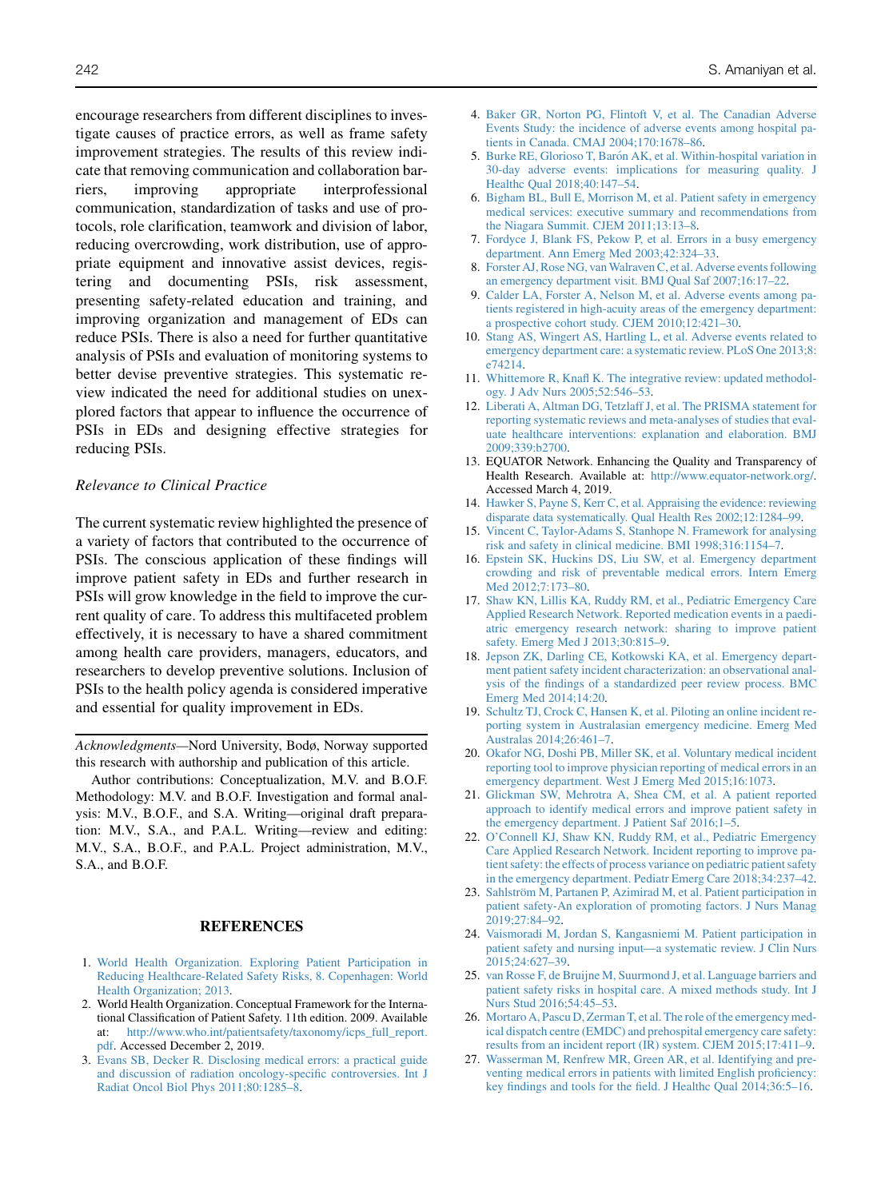encourage researchers from different disciplines to investigate causes of practice errors, as well as frame safety improvement strategies. The results of this review indicate that removing communication and collaboration barriers, improving appropriate interprofessional communication, standardization of tasks and use of protocols, role clarification, teamwork and division of labor, reducing overcrowding, work distribution, use of appropriate equipment and innovative assist devices, registering and documenting PSIs, risk assessment, presenting safety-related education and training, and improving organization and management of EDs can reduce PSIs. There is also a need for further quantitative analysis of PSIs and evaluation of monitoring systems to better devise preventive strategies. This systematic review indicated the need for additional studies on unexplored factors that appear to influence the occurrence of PSIs in EDs and designing effective strategies for reducing PSIs.

### *Relevance to Clinical Practice*

The current systematic review highlighted the presence of a variety of factors that contributed to the occurrence of PSIs. The conscious application of these findings will improve patient safety in EDs and further research in PSIs will grow knowledge in the field to improve the current quality of care. To address this multifaceted problem effectively, it is necessary to have a shared commitment among health care providers, managers, educators, and researchers to develop preventive solutions. Inclusion of PSIs to the health policy agenda is considered imperative and essential for quality improvement in EDs.

---

*Acknowledgments*—Nord University, Bodø, Norway supported this research with authorship and publication of this article.

Author contributions: Conceptualization, M.V. and B.O.F. Methodology: M.V. and B.O.F. Investigation and formal analysis: M.V., B.O.F., and S.A. Writing—original draft preparation: M.V., S.A., and P.A.L. Writing—review and editing: M.V., S.A., B.O.F., and P.A.L. Project administration, M.V., S.A., and B.O.F.

## REFERENCES

1. World Health Organization. Exploring Patient Participation in Reducing Healthcare-Related Safety Risks, 8. Copenhagen: World Health Organization; 2013.
2. World Health Organization. Conceptual Framework for the International Classification of Patient Safety. 11th edition. 2009. Available at: http://www.who.int/patientsafety/taxonomy/icps_full_report.pdf. Accessed December 2, 2019.
3. Evans SB, Decker R. Disclosing medical errors: a practical guide and discussion of radiation oncology-specific controversies. Int J Radiat Oncol Biol Phys 2011;80:1285–8.
4. Baker GR, Norton PG, Flintoft V, et al. The Canadian Adverse Events Study: the incidence of adverse events among hospital patients in Canada. CMAJ 2004;170:1678–86.
5. Burke RE, Glorioso T, Barón AK, et al. Within-hospital variation in 30-day adverse events: implications for measuring quality. J Healthc Qual 2018;40:147–54.
6. Bigham BL, Bull E, Morrison M, et al. Patient safety in emergency medical services: executive summary and recommendations from the Niagara Summit. CJEM 2011;13:13–8.
7. Fordyce J, Blank FS, Pekow P, et al. Errors in a busy emergency department. Ann Emerg Med 2003;42:324–33.
8. Forster AJ, Rose NG, van Walraven C, et al. Adverse events following an emergency department visit. BMJ Qual Saf 2007;16:17–22.
9. Calder LA, Forster A, Nelson M, et al. Adverse events among patients registered in high-acuity areas of the emergency department: a prospective cohort study. CJEM 2010;12:421–30.
10. Stang AS, Wingert AS, Hartling L, et al. Adverse events related to emergency department care: a systematic review. PLoS One 2013;8:e74214.
11. Whittemore R, Knafl K. The integrative review: updated methodology. J Adv Nurs 2005;52:546–53.
12. Liberati A, Altman DG, Tetzlaff J, et al. The PRISMA statement for reporting systematic reviews and meta-analyses of studies that evaluate healthcare interventions: explanation and elaboration. BMJ 2009;339:b2700.
13. EQUATOR Network. Enhancing the Quality and Transparency of Health Research. Available at: http://www.equator-network.org/. Accessed March 4, 2019.
14. Hawker S, Payne S, Kerr C, et al. Appraising the evidence: reviewing disparate data systematically. Qual Health Res 2002;12:1284–99.
15. Vincent C, Taylor-Adams S, Stanhope N. Framework for analysing risk and safety in clinical medicine. BMI 1998;316:1154–7.
16. Epstein SK, Huckins DS, Liu SW, et al. Emergency department crowding and risk of preventable medical errors. Intern Emerg Med 2012;7:173–80.
17. Shaw KN, Lillis KA, Ruddy RM, et al., Pediatric Emergency Care Applied Research Network. Reported medication events in a paediatric emergency research network: sharing to improve patient safety. Emerg Med J 2013;30:815–9.
18. Jepson ZK, Darling CE, Kotkowski KA, et al. Emergency department patient safety incident characterization: an observational analysis of the findings of a standardized peer review process. BMC Emerg Med 2014;14:20.
19. Schultz TJ, Crock C, Hansen K, et al. Piloting an online incident reporting system in Australasian emergency medicine. Emerg Med Australas 2014;26:461–7.
20. Okafor NG, Doshi PB, Miller SK, et al. Voluntary medical incident reporting tool to improve physician reporting of medical errors in an emergency department. West J Emerg Med 2015;16:1073.
21. Glickman SW, Mehrotra A, Shea CM, et al. A patient reported approach to identify medical errors and improve patient safety in the emergency department. J Patient Saf 2016;1–5.
22. O'Connell KJ, Shaw KN, Ruddy RM, et al., Pediatric Emergency Care Applied Research Network. Incident reporting to improve patient safety: the effects of process variance on pediatric patient safety in the emergency department. Pediatr Emerg Care 2018;34:237–42.
23. Sahlström M, Partanen P, Azimirad M, et al. Patient participation in patient safety-An exploration of promoting factors. J Nurs Manag 2019;27:84–92.
24. Vaismoradi M, Jordan S, Kangasniemi M. Patient participation in patient safety and nursing input—a systematic review. J Clin Nurs 2015;24:627–39.
25. van Rosse F, de Bruijne M, Suurmond J, et al. Language barriers and patient safety risks in hospital care. A mixed methods study. Int J Nurs Stud 2016;54:45–53.
26. Mortaro A, Pascu D, Zerman T, et al. The role of the emergency medical dispatch centre (EMDC) and prehospital emergency care safety: results from an incident report (IR) system. CJEM 2015;17:411–9.
27. Wasserman M, Renfrew MR, Green AR, et al. Identifying and preventing medical errors in patients with limited English proficiency: key findings and tools for the field. J Healthc Qual 2014;36:5–16.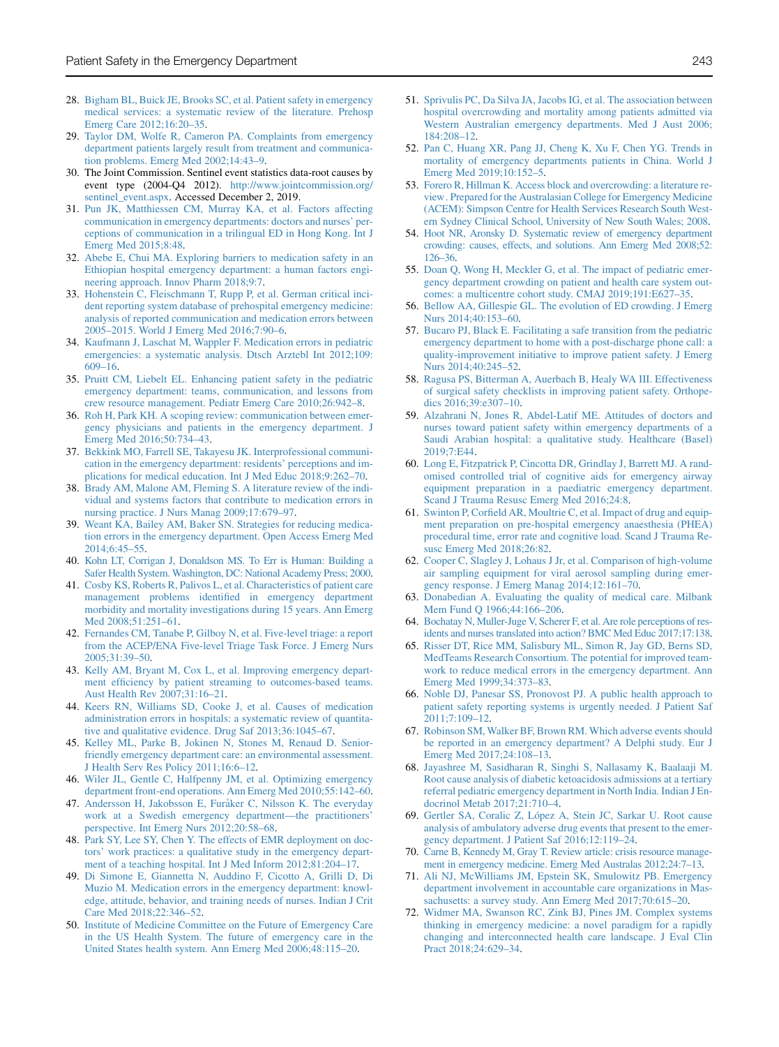28. Bigham BL, Buick JE, Brooks SC, et al. Patient safety in emergency medical services: a systematic review of the literature. Prehosp Emerg Care 2012;16:20–35.
29. Taylor DM, Wolfe R, Cameron PA. Complaints from emergency department patients largely result from treatment and communication problems. Emerg Med 2002;14:43–9.
30. The Joint Commission. Sentinel event statistics data-root causes by event type (2004-Q4 2012). http://www.jointcommission.org/sentinel_event.aspx. Accessed December 2, 2019.
31. Pun JK, Matthiessen CM, Murray KA, et al. Factors affecting communication in emergency departments: doctors and nurses' perceptions of communication in a trilingual ED in Hong Kong. Int J Emerg Med 2015;8:48.
32. Abebe E, Chui MA. Exploring barriers to medication safety in an Ethiopian hospital emergency department: a human factors engineering approach. Innov Pharm 2018;9:7.
33. Hohenstein C, Fleischmann T, Rupp P, et al. German critical incident reporting system database of prehospital emergency medicine: analysis of reported communication and medication errors between 2005–2015. World J Emerg Med 2016;7:90–6.
34. Kaufmann J, Laschat M, Wappler F. Medication errors in pediatric emergencies: a systematic analysis. Dtsch Arztebl Int 2012;109:609–16.
35. Pruitt CM, Liebelt EL. Enhancing patient safety in the pediatric emergency department: teams, communication, and lessons from crew resource management. Pediatr Emerg Care 2010;26:942–8.
36. Roh H, Park KH. A scoping review: communication between emergency physicians and patients in the emergency department. J Emerg Med 2016;50:734–43.
37. Bekkink MO, Farrell SE, Takayesu JK. Interprofessional communication in the emergency department: residents' perceptions and implications for medical education. Int J Med Educ 2018;9:262–70.
38. Brady AM, Malone AM, Fleming S. A literature review of the individual and systems factors that contribute to medication errors in nursing practice. J Nurs Manag 2009;17:679–97.
39. Weant KA, Bailey AM, Baker SN. Strategies for reducing medication errors in the emergency department. Open Access Emerg Med 2014;6:45–55.
40. Kohn LT, Corrigan J, Donaldson MS. To Err is Human: Building a Safer Health System. Washington, DC: National Academy Press; 2000.
41. Cosby KS, Roberts R, Palivos L, et al. Characteristics of patient care management problems identified in emergency department morbidity and mortality investigations during 15 years. Ann Emerg Med 2008;51:251–61.
42. Fernandes CM, Tanabe P, Gilboy N, et al. Five-level triage: a report from the ACEP/ENA Five-level Triage Task Force. J Emerg Nurs 2005;31:39–50.
43. Kelly AM, Bryant M, Cox L, et al. Improving emergency department efficiency by patient streaming to outcomes-based teams. Aust Health Rev 2007;31:16–21.
44. Keers RN, Williams SD, Cooke J, et al. Causes of medication administration errors in hospitals: a systematic review of quantitative and qualitative evidence. Drug Saf 2013;36:1045–67.
45. Kelley ML, Parke B, Jokinen N, Stones M, Renaud D. Senior-friendly emergency department care: an environmental assessment. J Health Serv Res Policy 2011;16:6–12.
46. Wiler JL, Gentle C, Halfpenny JM, et al. Optimizing emergency department front-end operations. Ann Emerg Med 2010;55:142–60.
47. Andersson H, Jakobsson E, Furåker C, Nilsson K. The everyday work at a Swedish emergency department—the practitioners' perspective. Int Emerg Nurs 2012;20:58–68.
48. Park SY, Lee SY, Chen Y. The effects of EMR deployment on doctors' work practices: a qualitative study in the emergency department of a teaching hospital. Int J Med Inform 2012;81:204–17.
49. Di Simone E, Giannetta N, Auddino F, Cicotto A, Grilli D, Di Muzio M. Medication errors in the emergency department: knowledge, attitude, behavior, and training needs of nurses. Indian J Crit Care Med 2018;22:346–52.
50. Institute of Medicine Committee on the Future of Emergency Care in the US Health System. The future of emergency care in the United States health system. Ann Emerg Med 2006;48:115–20.
51. Sprivulis PC, Da Silva JA, Jacobs IG, et al. The association between hospital overcrowding and mortality among patients admitted via Western Australian emergency departments. Med J Aust 2006;184:208–12.
52. Pan C, Huang XR, Pang JJ, Cheng K, Xu F, Chen YG. Trends in mortality of emergency departments patients in China. World J Emerg Med 2019;10:152–5.
53. Forero R, Hillman K. Access block and overcrowding: a literature review. Prepared for the Australasian College for Emergency Medicine (ACEM): Simpson Centre for Health Services Research South Western Sydney Clinical School, University of New South Wales; 2008.
54. Hoot NR, Aronsky D. Systematic review of emergency department crowding: causes, effects, and solutions. Ann Emerg Med 2008;52:126–36.
55. Doan Q, Wong H, Meckler G, et al. The impact of pediatric emergency department crowding on patient and health care system outcomes: a multicentre cohort study. CMAJ 2019;191:E627–35.
56. Bellow AA, Gillespie GL. The evolution of ED crowding. J Emerg Nurs 2014;40:153–60.
57. Bucaro PJ, Black E. Facilitating a safe transition from the pediatric emergency department to home with a post-discharge phone call: a quality-improvement initiative to improve patient safety. J Emerg Nurs 2014;40:245–52.
58. Ragusa PS, Bitterman A, Auerbach B, Healy WA III. Effectiveness of surgical safety checklists in improving patient safety. Orthopedics 2016;39:e307–10.
59. Alzahrani N, Jones R, Abdel-Latif ME. Attitudes of doctors and nurses toward patient safety within emergency departments of a Saudi Arabian hospital: a qualitative study. Healthcare (Basel) 2019;7:E44.
60. Long E, Fitzpatrick P, Cincotta DR, Grindlay J, Barrett MJ. A randomised controlled trial of cognitive aids for emergency airway equipment preparation in a paediatric emergency department. Scand J Trauma Resusc Emerg Med 2016;24:8.
61. Swinton P, Corfield AR, Moultrie C, et al. Impact of drug and equipment preparation on pre-hospital emergency anaesthesia (PHEA) procedural time, error rate and cognitive load. Scand J Trauma Resusc Emerg Med 2018;26:82.
62. Cooper C, Slagley J, Lohaus J Jr, et al. Comparison of high-volume air sampling equipment for viral aerosol sampling during emergency response. J Emerg Manag 2014;12:161–70.
63. Donabedian A. Evaluating the quality of medical care. Milbank Mem Fund Q 1966;44:166–206.
64. Bochatay N, Muller-Juge V, Scherer F, et al. Are role perceptions of residents and nurses translated into action? BMC Med Educ 2017;17:138.
65. Risser DT, Rice MM, Salisbury ML, Simon R, Jay GD, Berns SD, MedTeams Research Consortium. The potential for improved teamwork to reduce medical errors in the emergency department. Ann Emerg Med 1999;34:373–83.
66. Noble DJ, Panesar SS, Pronovost PJ. A public health approach to patient safety reporting systems is urgently needed. J Patient Saf 2011;7:109–12.
67. Robinson SM, Walker BF, Brown RM. Which adverse events should be reported in an emergency department? A Delphi study. Eur J Emerg Med 2017;24:108–13.
68. Jayashree M, Sasidharan R, Singhi S, Nallasamy K, Baalaaji M. Root cause analysis of diabetic ketoacidosis admissions at a tertiary referral pediatric emergency department in North India. Indian J Endocrinol Metab 2017;21:710–4.
69. Gertler SA, Coralic Z, López A, Stein JC, Sarkar U. Root cause analysis of ambulatory adverse drug events that present to the emergency department. J Patient Saf 2016;12:119–24.
70. Carne B, Kennedy M, Gray T. Review article: crisis resource management in emergency medicine. Emerg Med Australas 2012;24:7–13.
71. Ali NJ, McWilliams JM, Epstein SK, Smulowitz PB. Emergency department involvement in accountable care organizations in Massachusetts: a survey study. Ann Emerg Med 2017;70:615–20.
72. Widmer MA, Swanson RC, Zink BJ, Pines JM. Complex systems thinking in emergency medicine: a novel paradigm for a rapidly changing and interconnected health care landscape. J Eval Clin Pract 2018;24:629–34.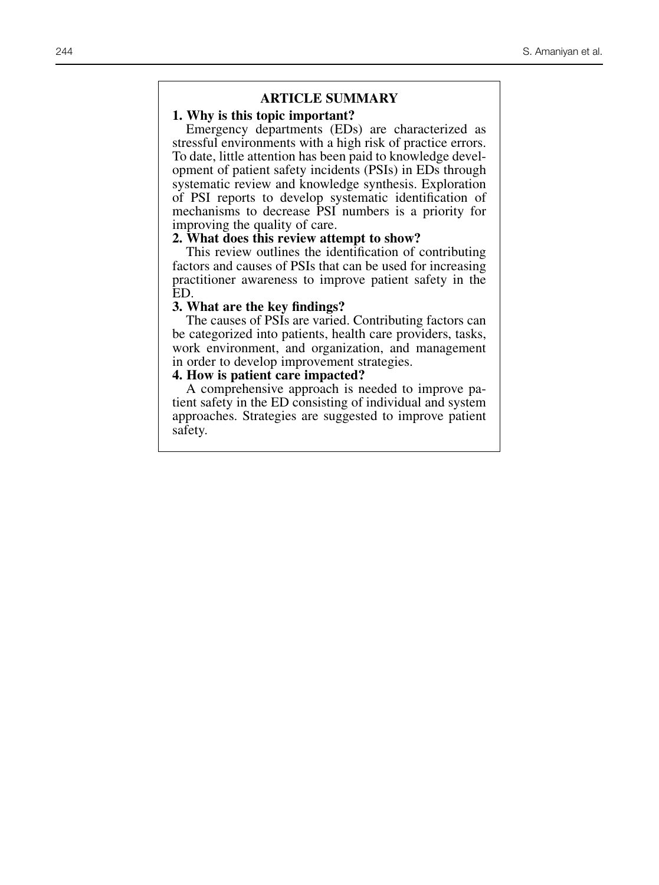## ARTICLE SUMMARY

**1. Why is this topic important?**

Emergency departments (EDs) are characterized as stressful environments with a high risk of practice errors. To date, little attention has been paid to knowledge development of patient safety incidents (PSIs) in EDs through systematic review and knowledge synthesis. Exploration of PSI reports to develop systematic identification of mechanisms to decrease PSI numbers is a priority for improving the quality of care.

**2. What does this review attempt to show?**

This review outlines the identification of contributing factors and causes of PSIs that can be used for increasing practitioner awareness to improve patient safety in the ED.

**3. What are the key findings?**

The causes of PSIs are varied. Contributing factors can be categorized into patients, health care providers, tasks, work environment, and organization, and management in order to develop improvement strategies.

**4. How is patient care impacted?**

A comprehensive approach is needed to improve patient safety in the ED consisting of individual and system approaches. Strategies are suggested to improve patient safety.